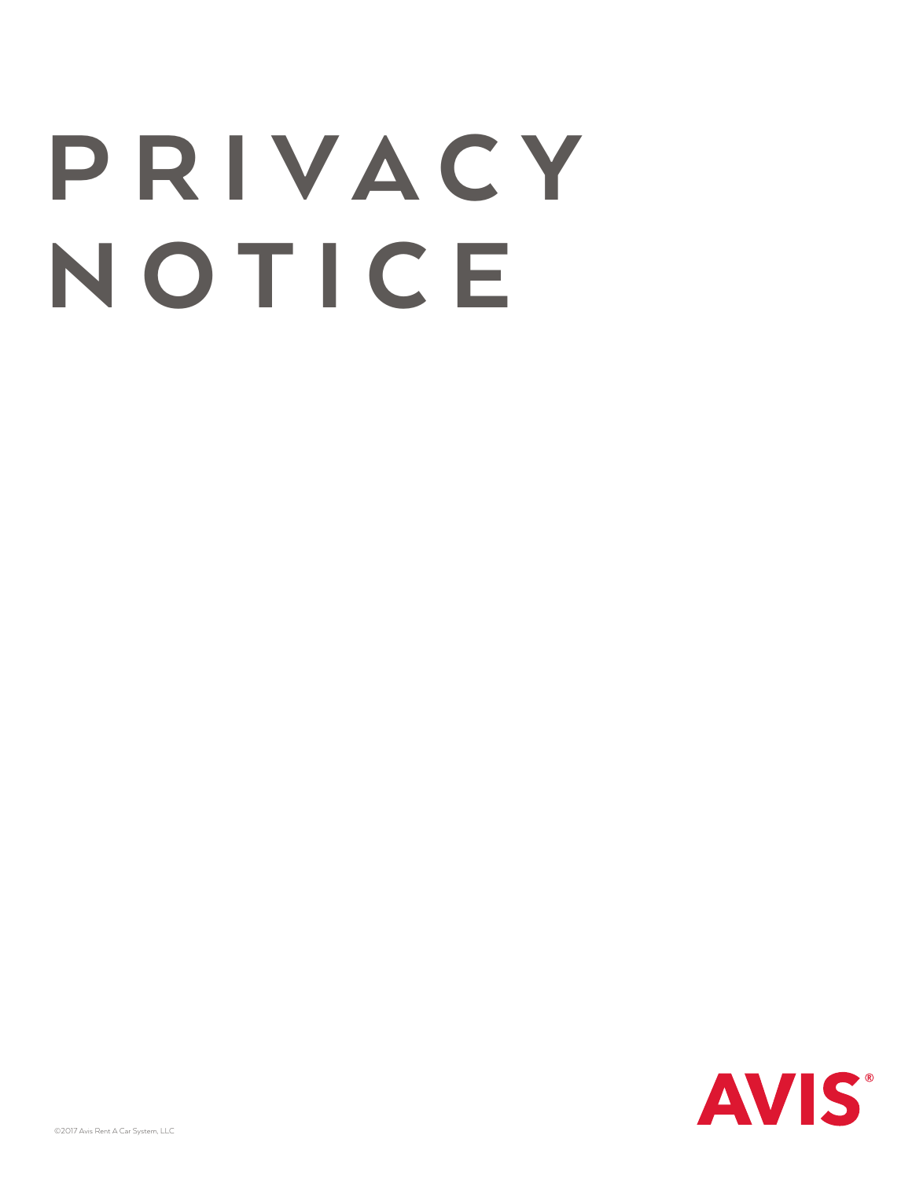# PRIVACY NOTICE

AVIS®

©2017 Avis Rent A Car System, LLC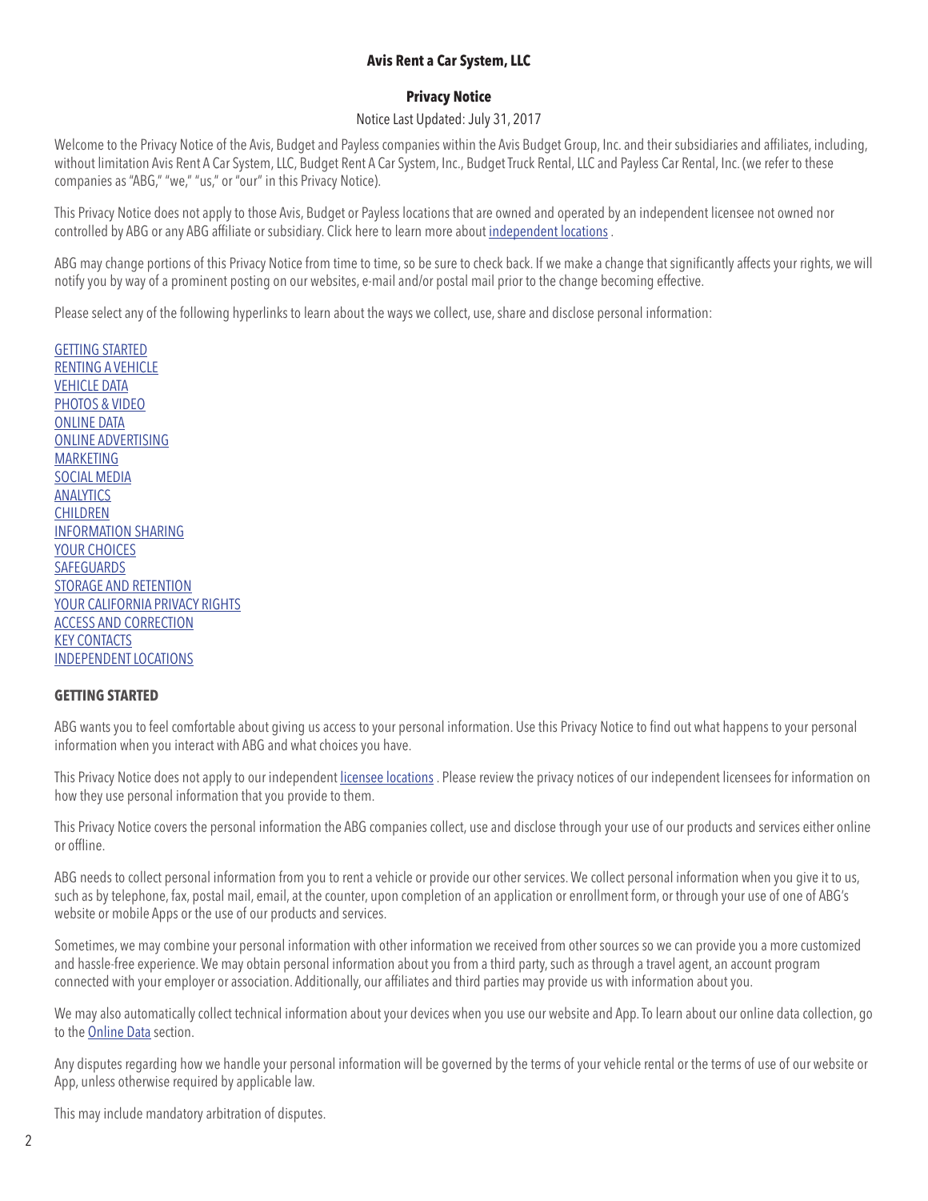**Avis Rent a Car System, LLC**

**Privacy Notice**

Notice Last Updated: July 31, 2017

Welcome to the Privacy Notice of the Avis, Budget and Payless companies within the Avis Budget Group, Inc. and their subsidiaries and affiliates, including, without limitation Avis Rent A Car System, LLC, Budget Rent A Car System, Inc., Budget Truck Rental, LLC and Payless Car Rental, Inc. (we refer to these companies as "ABG," "we," "us," or "our" in this Privacy Notice).

This Privacy Notice does not apply to those Avis, Budget or Payless locations that are owned and operated by an independent licensee not owned nor controlled by ABG or any ABG affiliate or subsidiary. Click here to learn more about independent locations .

ABG may change portions of this Privacy Notice from time to time, so be sure to check back. If we make a change that significantly affects your rights, we will notify you by way of a prominent posting on our websites, e-mail and/or postal mail prior to the change becoming effective.

Please select any of the following hyperlinks to learn about the ways we collect, use, share and disclose personal information:

GETTING STARTED
RENTING A VEHICLE
VEHICLE DATA
PHOTOS & VIDEO
ONLINE DATA
ONLINE ADVERTISING
MARKETING
SOCIAL MEDIA
ANALYTICS
CHILDREN
INFORMATION SHARING
YOUR CHOICES
SAFEGUARDS
STORAGE AND RETENTION
YOUR CALIFORNIA PRIVACY RIGHTS
ACCESS AND CORRECTION
KEY CONTACTS
INDEPENDENT LOCATIONS

**GETTING STARTED**

ABG wants you to feel comfortable about giving us access to your personal information. Use this Privacy Notice to find out what happens to your personal information when you interact with ABG and what choices you have.

This Privacy Notice does not apply to our independent licensee locations . Please review the privacy notices of our independent licensees for information on how they use personal information that you provide to them.

This Privacy Notice covers the personal information the ABG companies collect, use and disclose through your use of our products and services either online or offline.

ABG needs to collect personal information from you to rent a vehicle or provide our other services. We collect personal information when you give it to us, such as by telephone, fax, postal mail, email, at the counter, upon completion of an application or enrollment form, or through your use of one of ABG's website or mobile Apps or the use of our products and services.

Sometimes, we may combine your personal information with other information we received from other sources so we can provide you a more customized and hassle-free experience. We may obtain personal information about you from a third party, such as through a travel agent, an account program connected with your employer or association. Additionally, our affiliates and third parties may provide us with information about you.

We may also automatically collect technical information about your devices when you use our website and App. To learn about our online data collection, go to the Online Data section.

Any disputes regarding how we handle your personal information will be governed by the terms of your vehicle rental or the terms of use of our website or App, unless otherwise required by applicable law.

This may include mandatory arbitration of disputes.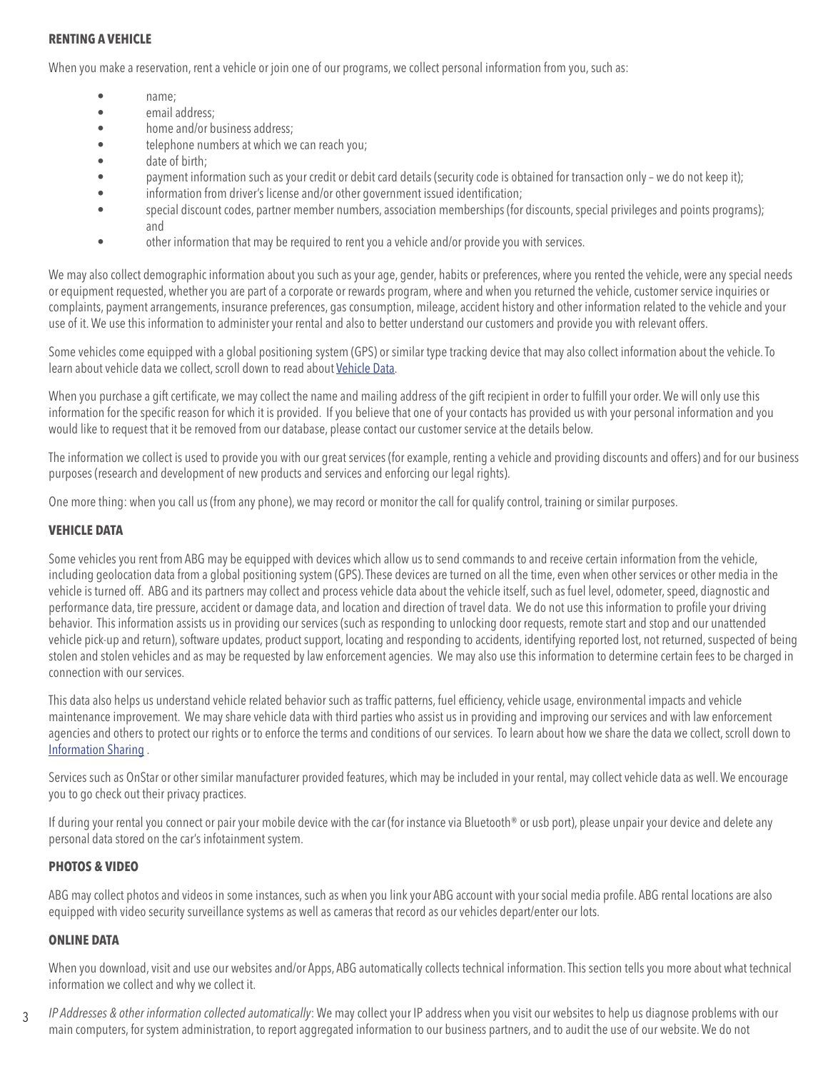**RENTING A VEHICLE**

When you make a reservation, rent a vehicle or join one of our programs, we collect personal information from you, such as:

- name;
- email address;
- home and/or business address;
- telephone numbers at which we can reach you;
- date of birth;
- payment information such as your credit or debit card details (security code is obtained for transaction only – we do not keep it);
- information from driver's license and/or other government issued identification;
- special discount codes, partner member numbers, association memberships (for discounts, special privileges and points programs); and
- other information that may be required to rent you a vehicle and/or provide you with services.

We may also collect demographic information about you such as your age, gender, habits or preferences, where you rented the vehicle, were any special needs or equipment requested, whether you are part of a corporate or rewards program, where and when you returned the vehicle, customer service inquiries or complaints, payment arrangements, insurance preferences, gas consumption, mileage, accident history and other information related to the vehicle and your use of it. We use this information to administer your rental and also to better understand our customers and provide you with relevant offers.

Some vehicles come equipped with a global positioning system (GPS) or similar type tracking device that may also collect information about the vehicle. To learn about vehicle data we collect, scroll down to read about Vehicle Data.

When you purchase a gift certificate, we may collect the name and mailing address of the gift recipient in order to fulfill your order. We will only use this information for the specific reason for which it is provided. If you believe that one of your contacts has provided us with your personal information and you would like to request that it be removed from our database, please contact our customer service at the details below.

The information we collect is used to provide you with our great services (for example, renting a vehicle and providing discounts and offers) and for our business purposes (research and development of new products and services and enforcing our legal rights).

One more thing: when you call us (from any phone), we may record or monitor the call for qualify control, training or similar purposes.

**VEHICLE DATA**

Some vehicles you rent from ABG may be equipped with devices which allow us to send commands to and receive certain information from the vehicle, including geolocation data from a global positioning system (GPS). These devices are turned on all the time, even when other services or other media in the vehicle is turned off. ABG and its partners may collect and process vehicle data about the vehicle itself, such as fuel level, odometer, speed, diagnostic and performance data, tire pressure, accident or damage data, and location and direction of travel data. We do not use this information to profile your driving behavior. This information assists us in providing our services (such as responding to unlocking door requests, remote start and stop and our unattended vehicle pick-up and return), software updates, product support, locating and responding to accidents, identifying reported lost, not returned, suspected of being stolen and stolen vehicles and as may be requested by law enforcement agencies. We may also use this information to determine certain fees to be charged in connection with our services.

This data also helps us understand vehicle related behavior such as traffic patterns, fuel efficiency, vehicle usage, environmental impacts and vehicle maintenance improvement. We may share vehicle data with third parties who assist us in providing and improving our services and with law enforcement agencies and others to protect our rights or to enforce the terms and conditions of our services. To learn about how we share the data we collect, scroll down to Information Sharing .

Services such as OnStar or other similar manufacturer provided features, which may be included in your rental, may collect vehicle data as well. We encourage you to go check out their privacy practices.

If during your rental you connect or pair your mobile device with the car (for instance via Bluetooth® or usb port), please unpair your device and delete any personal data stored on the car's infotainment system.

**PHOTOS & VIDEO**

ABG may collect photos and videos in some instances, such as when you link your ABG account with your social media profile. ABG rental locations are also equipped with video security surveillance systems as well as cameras that record as our vehicles depart/enter our lots.

**ONLINE DATA**

When you download, visit and use our websites and/or Apps, ABG automatically collects technical information. This section tells you more about what technical information we collect and why we collect it.

*IP Addresses & other information collected automatically*: We may collect your IP address when you visit our websites to help us diagnose problems with our main computers, for system administration, to report aggregated information to our business partners, and to audit the use of our website. We do not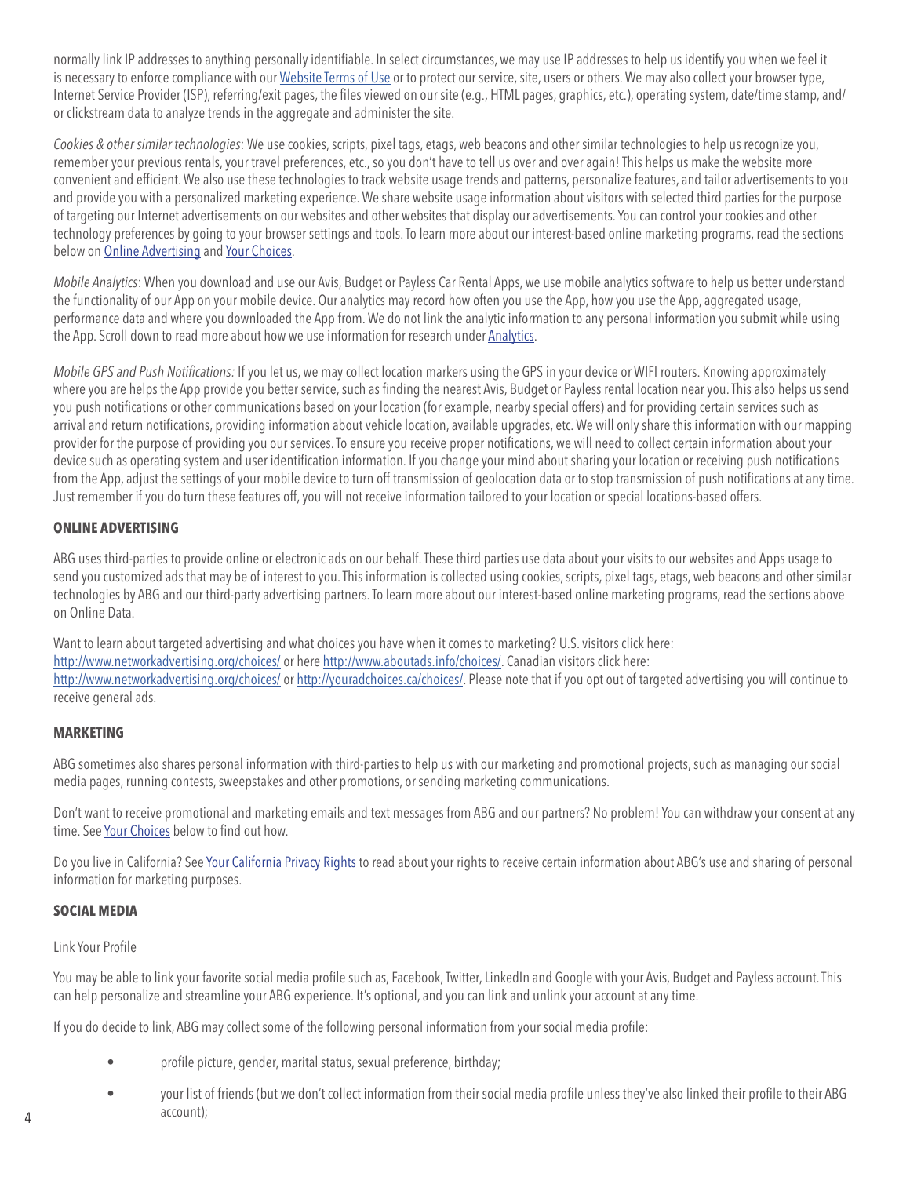normally link IP addresses to anything personally identifiable. In select circumstances, we may use IP addresses to help us identify you when we feel it is necessary to enforce compliance with our [Website Terms of Use] or to protect our service, site, users or others. We may also collect your browser type, Internet Service Provider (ISP), referring/exit pages, the files viewed on our site (e.g., HTML pages, graphics, etc.), operating system, date/time stamp, and/or clickstream data to analyze trends in the aggregate and administer the site.

*Cookies & other similar technologies*: We use cookies, scripts, pixel tags, etags, web beacons and other similar technologies to help us recognize you, remember your previous rentals, your travel preferences, etc., so you don't have to tell us over and over again! This helps us make the website more convenient and efficient. We also use these technologies to track website usage trends and patterns, personalize features, and tailor advertisements to you and provide you with a personalized marketing experience. We share website usage information about visitors with selected third parties for the purpose of targeting our Internet advertisements on our websites and other websites that display our advertisements. You can control your cookies and other technology preferences by going to your browser settings and tools. To learn more about our interest-based online marketing programs, read the sections below on Online Advertising and Your Choices.

*Mobile Analytics*: When you download and use our Avis, Budget or Payless Car Rental Apps, we use mobile analytics software to help us better understand the functionality of our App on your mobile device. Our analytics may record how often you use the App, how you use the App, aggregated usage, performance data and where you downloaded the App from. We do not link the analytic information to any personal information you submit while using the App. Scroll down to read more about how we use information for research under Analytics.

*Mobile GPS and Push Notifications:* If you let us, we may collect location markers using the GPS in your device or WIFI routers. Knowing approximately where you are helps the App provide you better service, such as finding the nearest Avis, Budget or Payless rental location near you. This also helps us send you push notifications or other communications based on your location (for example, nearby special offers) and for providing certain services such as arrival and return notifications, providing information about vehicle location, available upgrades, etc. We will only share this information with our mapping provider for the purpose of providing you our services. To ensure you receive proper notifications, we will need to collect certain information about your device such as operating system and user identification information. If you change your mind about sharing your location or receiving push notifications from the App, adjust the settings of your mobile device to turn off transmission of geolocation data or to stop transmission of push notifications at any time. Just remember if you do turn these features off, you will not receive information tailored to your location or special locations-based offers.

**ONLINE ADVERTISING**

ABG uses third-parties to provide online or electronic ads on our behalf. These third parties use data about your visits to our websites and Apps usage to send you customized ads that may be of interest to you. This information is collected using cookies, scripts, pixel tags, etags, web beacons and other similar technologies by ABG and our third-party advertising partners. To learn more about our interest-based online marketing programs, read the sections above on Online Data.

Want to learn about targeted advertising and what choices you have when it comes to marketing? U.S. visitors click here: http://www.networkadvertising.org/choices/ or here http://www.aboutads.info/choices/. Canadian visitors click here: http://www.networkadvertising.org/choices/ or http://youradchoices.ca/choices/. Please note that if you opt out of targeted advertising you will continue to receive general ads.

**MARKETING**

ABG sometimes also shares personal information with third-parties to help us with our marketing and promotional projects, such as managing our social media pages, running contests, sweepstakes and other promotions, or sending marketing communications.

Don't want to receive promotional and marketing emails and text messages from ABG and our partners? No problem! You can withdraw your consent at any time. See Your Choices below to find out how.

Do you live in California? See Your California Privacy Rights to read about your rights to receive certain information about ABG's use and sharing of personal information for marketing purposes.

**SOCIAL MEDIA**

Link Your Profile

You may be able to link your favorite social media profile such as, Facebook, Twitter, LinkedIn and Google with your Avis, Budget and Payless account. This can help personalize and streamline your ABG experience. It's optional, and you can link and unlink your account at any time.

If you do decide to link, ABG may collect some of the following personal information from your social media profile:

- profile picture, gender, marital status, sexual preference, birthday;
- your list of friends (but we don't collect information from their social media profile unless they've also linked their profile to their ABG account);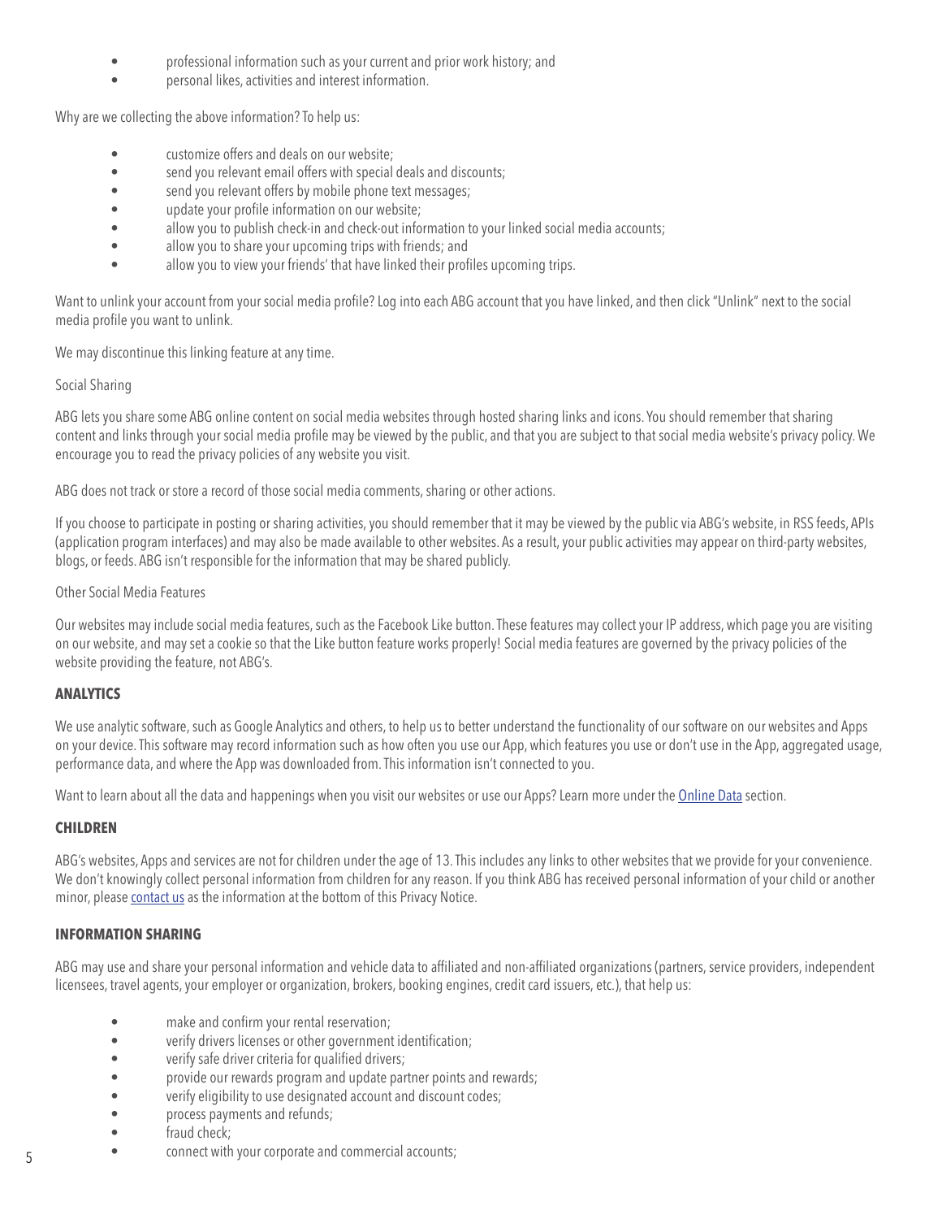- professional information such as your current and prior work history; and
- personal likes, activities and interest information.

Why are we collecting the above information? To help us:

- customize offers and deals on our website;
- send you relevant email offers with special deals and discounts;
- send you relevant offers by mobile phone text messages;
- update your profile information on our website;
- allow you to publish check-in and check-out information to your linked social media accounts;
- allow you to share your upcoming trips with friends; and
- allow you to view your friends' that have linked their profiles upcoming trips.

Want to unlink your account from your social media profile? Log into each ABG account that you have linked, and then click "Unlink" next to the social media profile you want to unlink.

We may discontinue this linking feature at any time.

Social Sharing

ABG lets you share some ABG online content on social media websites through hosted sharing links and icons. You should remember that sharing content and links through your social media profile may be viewed by the public, and that you are subject to that social media website's privacy policy. We encourage you to read the privacy policies of any website you visit.

ABG does not track or store a record of those social media comments, sharing or other actions.

If you choose to participate in posting or sharing activities, you should remember that it may be viewed by the public via ABG's website, in RSS feeds, APIs (application program interfaces) and may also be made available to other websites. As a result, your public activities may appear on third-party websites, blogs, or feeds. ABG isn't responsible for the information that may be shared publicly.

Other Social Media Features

Our websites may include social media features, such as the Facebook Like button. These features may collect your IP address, which page you are visiting on our website, and may set a cookie so that the Like button feature works properly! Social media features are governed by the privacy policies of the website providing the feature, not ABG's.

## ANALYTICS

We use analytic software, such as Google Analytics and others, to help us to better understand the functionality of our software on our websites and Apps on your device. This software may record information such as how often you use our App, which features you use or don't use in the App, aggregated usage, performance data, and where the App was downloaded from. This information isn't connected to you.

Want to learn about all the data and happenings when you visit our websites or use our Apps? Learn more under the Online Data section.

## CHILDREN

ABG's websites, Apps and services are not for children under the age of 13. This includes any links to other websites that we provide for your convenience. We don't knowingly collect personal information from children for any reason. If you think ABG has received personal information of your child or another minor, please contact us as the information at the bottom of this Privacy Notice.

## INFORMATION SHARING

ABG may use and share your personal information and vehicle data to affiliated and non-affiliated organizations (partners, service providers, independent licensees, travel agents, your employer or organization, brokers, booking engines, credit card issuers, etc.), that help us:

- make and confirm your rental reservation;
- verify drivers licenses or other government identification;
- verify safe driver criteria for qualified drivers;
- provide our rewards program and update partner points and rewards;
- verify eligibility to use designated account and discount codes;
- process payments and refunds;
- fraud check;
- connect with your corporate and commercial accounts;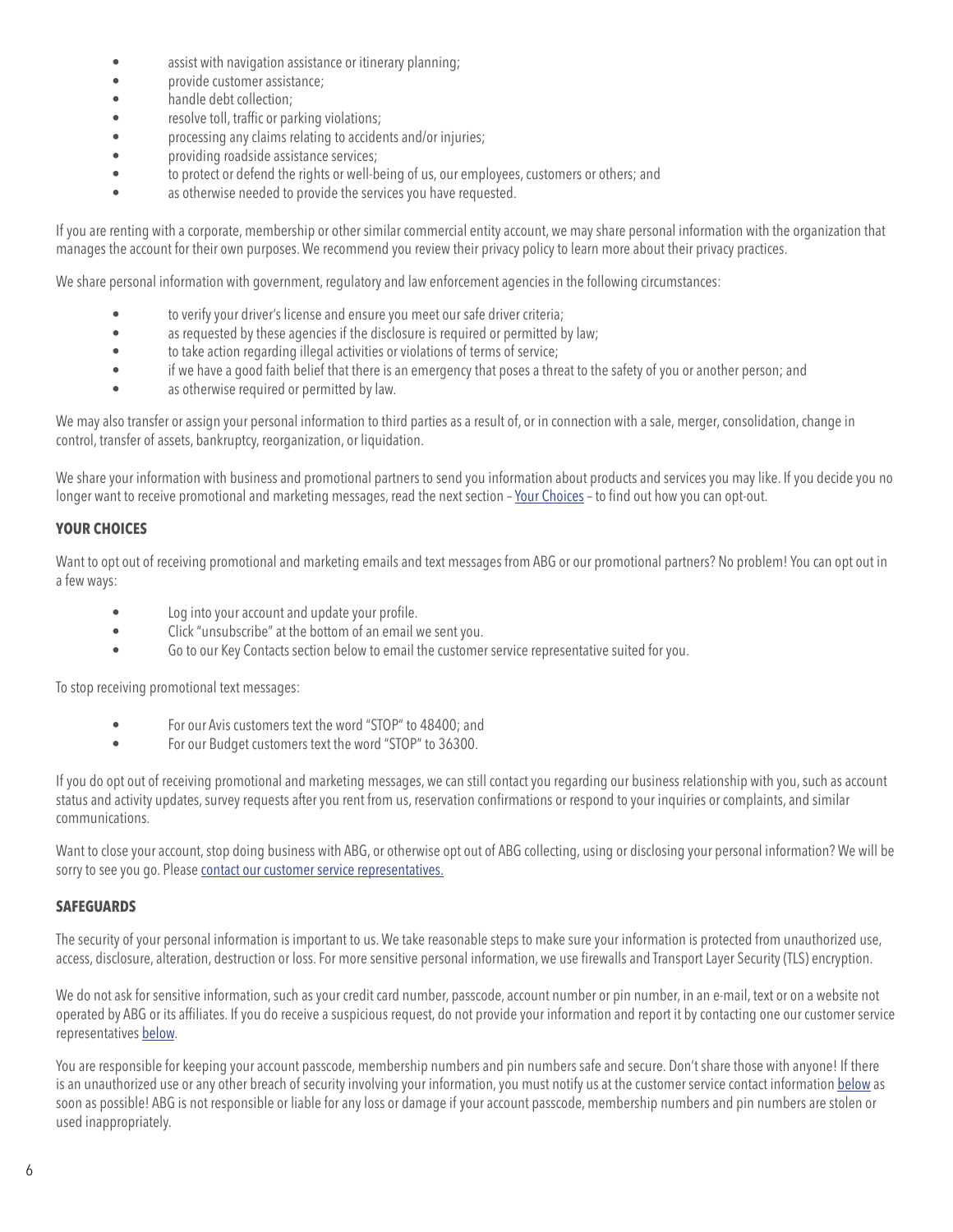- assist with navigation assistance or itinerary planning;
- provide customer assistance;
- handle debt collection;
- resolve toll, traffic or parking violations;
- processing any claims relating to accidents and/or injuries;
- providing roadside assistance services;
- to protect or defend the rights or well-being of us, our employees, customers or others; and
- as otherwise needed to provide the services you have requested.

If you are renting with a corporate, membership or other similar commercial entity account, we may share personal information with the organization that manages the account for their own purposes. We recommend you review their privacy policy to learn more about their privacy practices.

We share personal information with government, regulatory and law enforcement agencies in the following circumstances:

- to verify your driver's license and ensure you meet our safe driver criteria;
- as requested by these agencies if the disclosure is required or permitted by law;
- to take action regarding illegal activities or violations of terms of service;
- if we have a good faith belief that there is an emergency that poses a threat to the safety of you or another person; and
- as otherwise required or permitted by law.

We may also transfer or assign your personal information to third parties as a result of, or in connection with a sale, merger, consolidation, change in control, transfer of assets, bankruptcy, reorganization, or liquidation.

We share your information with business and promotional partners to send you information about products and services you may like. If you decide you no longer want to receive promotional and marketing messages, read the next section – Your Choices – to find out how you can opt-out.

### YOUR CHOICES

Want to opt out of receiving promotional and marketing emails and text messages from ABG or our promotional partners? No problem! You can opt out in a few ways:

- Log into your account and update your profile.
- Click "unsubscribe" at the bottom of an email we sent you.
- Go to our Key Contacts section below to email the customer service representative suited for you.

To stop receiving promotional text messages:

- For our Avis customers text the word "STOP" to 48400; and
- For our Budget customers text the word "STOP" to 36300.

If you do opt out of receiving promotional and marketing messages, we can still contact you regarding our business relationship with you, such as account status and activity updates, survey requests after you rent from us, reservation confirmations or respond to your inquiries or complaints, and similar communications.

Want to close your account, stop doing business with ABG, or otherwise opt out of ABG collecting, using or disclosing your personal information? We will be sorry to see you go. Please contact our customer service representatives.

### SAFEGUARDS

The security of your personal information is important to us. We take reasonable steps to make sure your information is protected from unauthorized use, access, disclosure, alteration, destruction or loss. For more sensitive personal information, we use firewalls and Transport Layer Security (TLS) encryption.

We do not ask for sensitive information, such as your credit card number, passcode, account number or pin number, in an e-mail, text or on a website not operated by ABG or its affiliates. If you do receive a suspicious request, do not provide your information and report it by contacting one our customer service representatives below.

You are responsible for keeping your account passcode, membership numbers and pin numbers safe and secure. Don't share those with anyone! If there is an unauthorized use or any other breach of security involving your information, you must notify us at the customer service contact information below as soon as possible! ABG is not responsible or liable for any loss or damage if your account passcode, membership numbers and pin numbers are stolen or used inappropriately.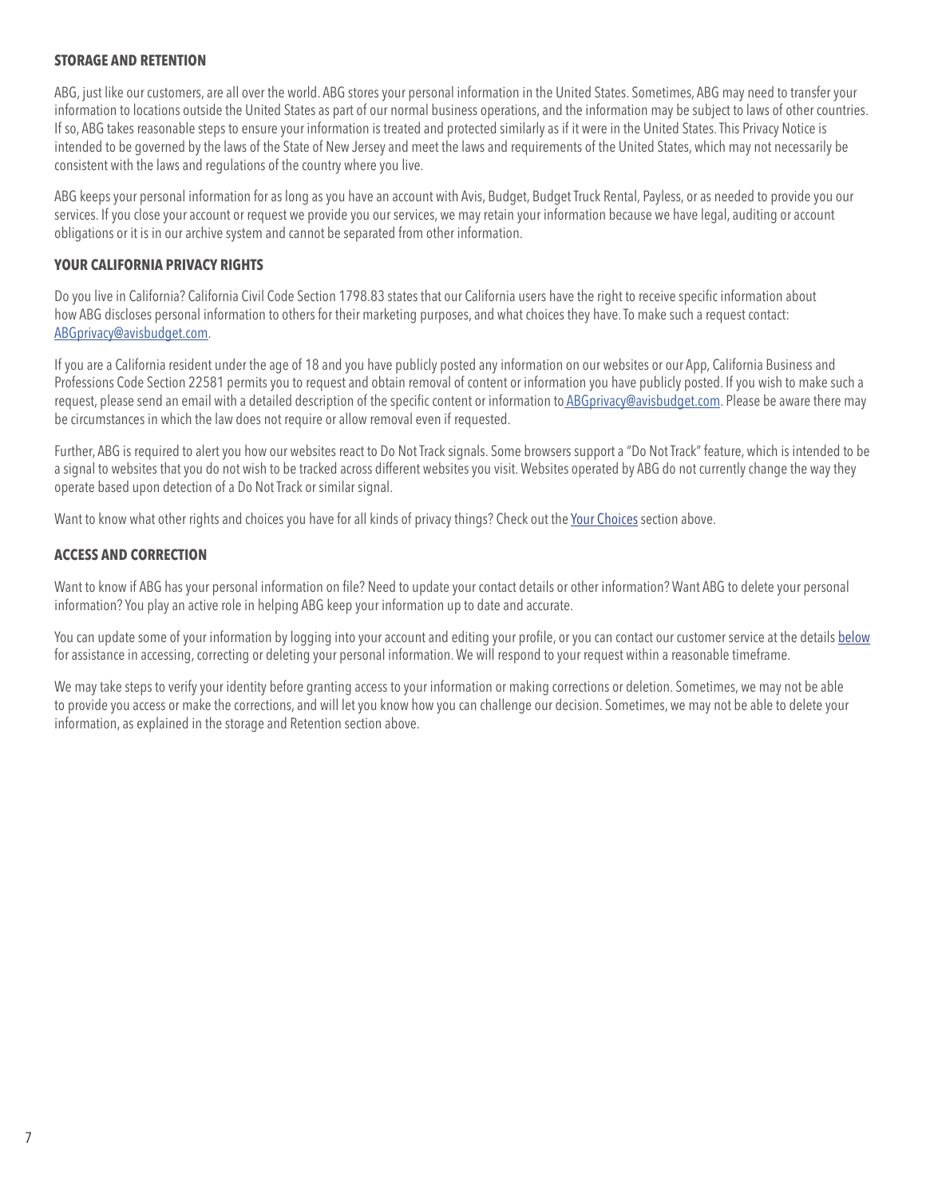## STORAGE AND RETENTION

ABG, just like our customers, are all over the world. ABG stores your personal information in the United States. Sometimes, ABG may need to transfer your information to locations outside the United States as part of our normal business operations, and the information may be subject to laws of other countries. If so, ABG takes reasonable steps to ensure your information is treated and protected similarly as if it were in the United States. This Privacy Notice is intended to be governed by the laws of the State of New Jersey and meet the laws and requirements of the United States, which may not necessarily be consistent with the laws and regulations of the country where you live.

ABG keeps your personal information for as long as you have an account with Avis, Budget, Budget Truck Rental, Payless, or as needed to provide you our services. If you close your account or request we provide you our services, we may retain your information because we have legal, auditing or account obligations or it is in our archive system and cannot be separated from other information.

## YOUR CALIFORNIA PRIVACY RIGHTS

Do you live in California? California Civil Code Section 1798.83 states that our California users have the right to receive specific information about how ABG discloses personal information to others for their marketing purposes, and what choices they have. To make such a request contact: ABGprivacy@avisbudget.com.

If you are a California resident under the age of 18 and you have publicly posted any information on our websites or our App, California Business and Professions Code Section 22581 permits you to request and obtain removal of content or information you have publicly posted. If you wish to make such a request, please send an email with a detailed description of the specific content or information to ABGprivacy@avisbudget.com. Please be aware there may be circumstances in which the law does not require or allow removal even if requested.

Further, ABG is required to alert you how our websites react to Do Not Track signals. Some browsers support a "Do Not Track" feature, which is intended to be a signal to websites that you do not wish to be tracked across different websites you visit. Websites operated by ABG do not currently change the way they operate based upon detection of a Do Not Track or similar signal.

Want to know what other rights and choices you have for all kinds of privacy things? Check out the Your Choices section above.

## ACCESS AND CORRECTION

Want to know if ABG has your personal information on file? Need to update your contact details or other information? Want ABG to delete your personal information? You play an active role in helping ABG keep your information up to date and accurate.

You can update some of your information by logging into your account and editing your profile, or you can contact our customer service at the details below for assistance in accessing, correcting or deleting your personal information. We will respond to your request within a reasonable timeframe.

We may take steps to verify your identity before granting access to your information or making corrections or deletion. Sometimes, we may not be able to provide you access or make the corrections, and will let you know how you can challenge our decision. Sometimes, we may not be able to delete your information, as explained in the storage and Retention section above.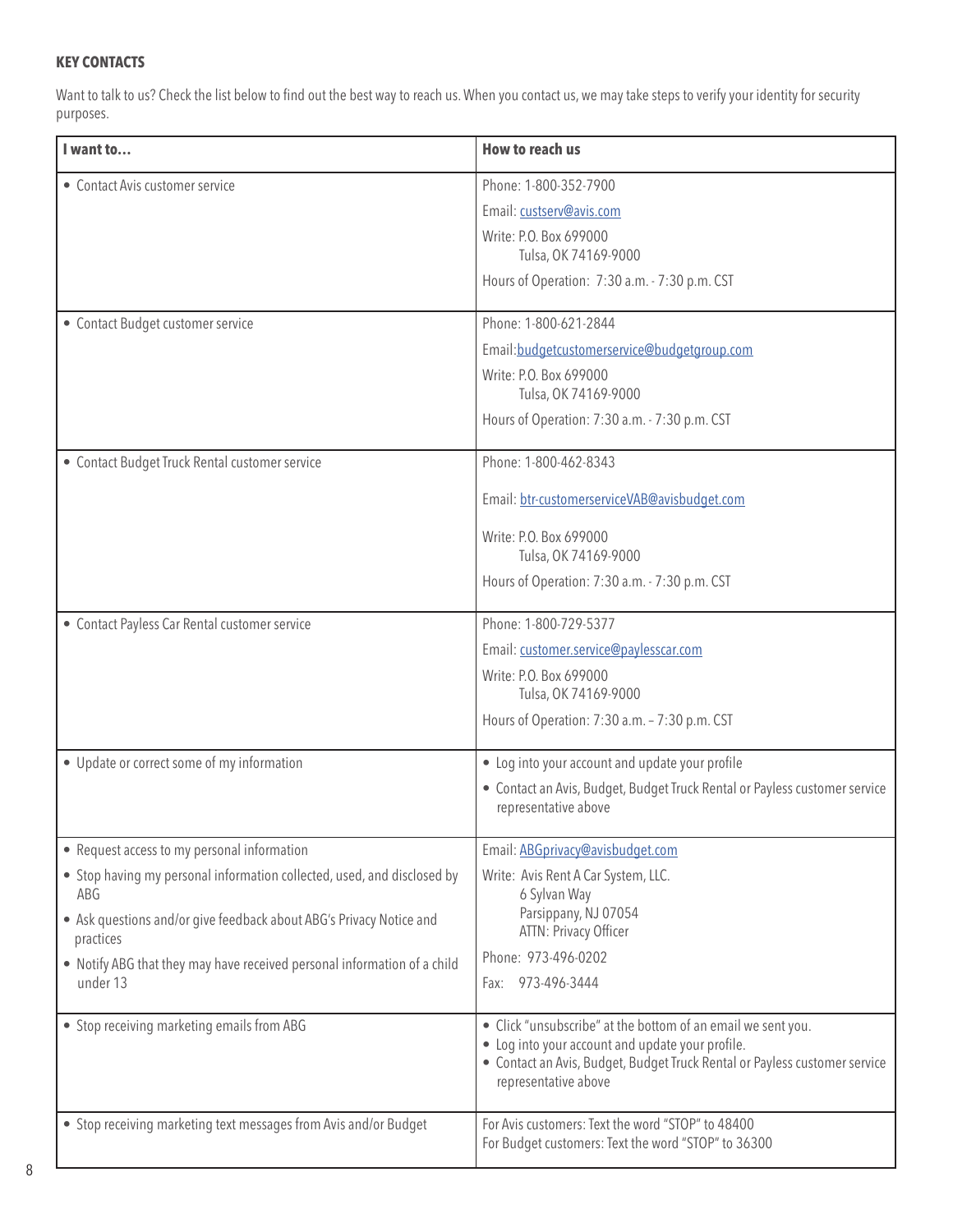**KEY CONTACTS**

Want to talk to us? Check the list below to find out the best way to reach us. When you contact us, we may take steps to verify your identity for security purposes.

| I want to… | How to reach us |
| --- | --- |
| • Contact Avis customer service | Phone: 1-800-352-7900<br>Email: custserv@avis.com<br>Write: P.O. Box 699000<br>Tulsa, OK 74169-9000<br>Hours of Operation: 7:30 a.m. - 7:30 p.m. CST |
| • Contact Budget customer service | Phone: 1-800-621-2844<br>Email:budgetcustomerservice@budgetgroup.com<br>Write: P.O. Box 699000<br>Tulsa, OK 74169-9000<br>Hours of Operation: 7:30 a.m. - 7:30 p.m. CST |
| • Contact Budget Truck Rental customer service | Phone: 1-800-462-8343<br>Email: btr-customerserviceVAB@avisbudget.com<br>Write: P.O. Box 699000<br>Tulsa, OK 74169-9000<br>Hours of Operation: 7:30 a.m. - 7:30 p.m. CST |
| • Contact Payless Car Rental customer service | Phone: 1-800-729-5377<br>Email: customer.service@paylesscar.com<br>Write: P.O. Box 699000<br>Tulsa, OK 74169-9000<br>Hours of Operation: 7:30 a.m. – 7:30 p.m. CST |
| • Update or correct some of my information | • Log into your account and update your profile<br>• Contact an Avis, Budget, Budget Truck Rental or Payless customer service representative above |
| • Request access to my personal information<br>• Stop having my personal information collected, used, and disclosed by ABG<br>• Ask questions and/or give feedback about ABG's Privacy Notice and practices<br>• Notify ABG that they may have received personal information of a child under 13 | Email: ABGprivacy@avisbudget.com<br>Write: Avis Rent A Car System, LLC.<br>6 Sylvan Way<br>Parsippany, NJ 07054<br>ATTN: Privacy Officer<br>Phone: 973-496-0202<br>Fax: 973-496-3444 |
| • Stop receiving marketing emails from ABG | • Click "unsubscribe" at the bottom of an email we sent you.<br>• Log into your account and update your profile.<br>• Contact an Avis, Budget, Budget Truck Rental or Payless customer service representative above |
| • Stop receiving marketing text messages from Avis and/or Budget | For Avis customers: Text the word "STOP" to 48400<br>For Budget customers: Text the word "STOP" to 36300 |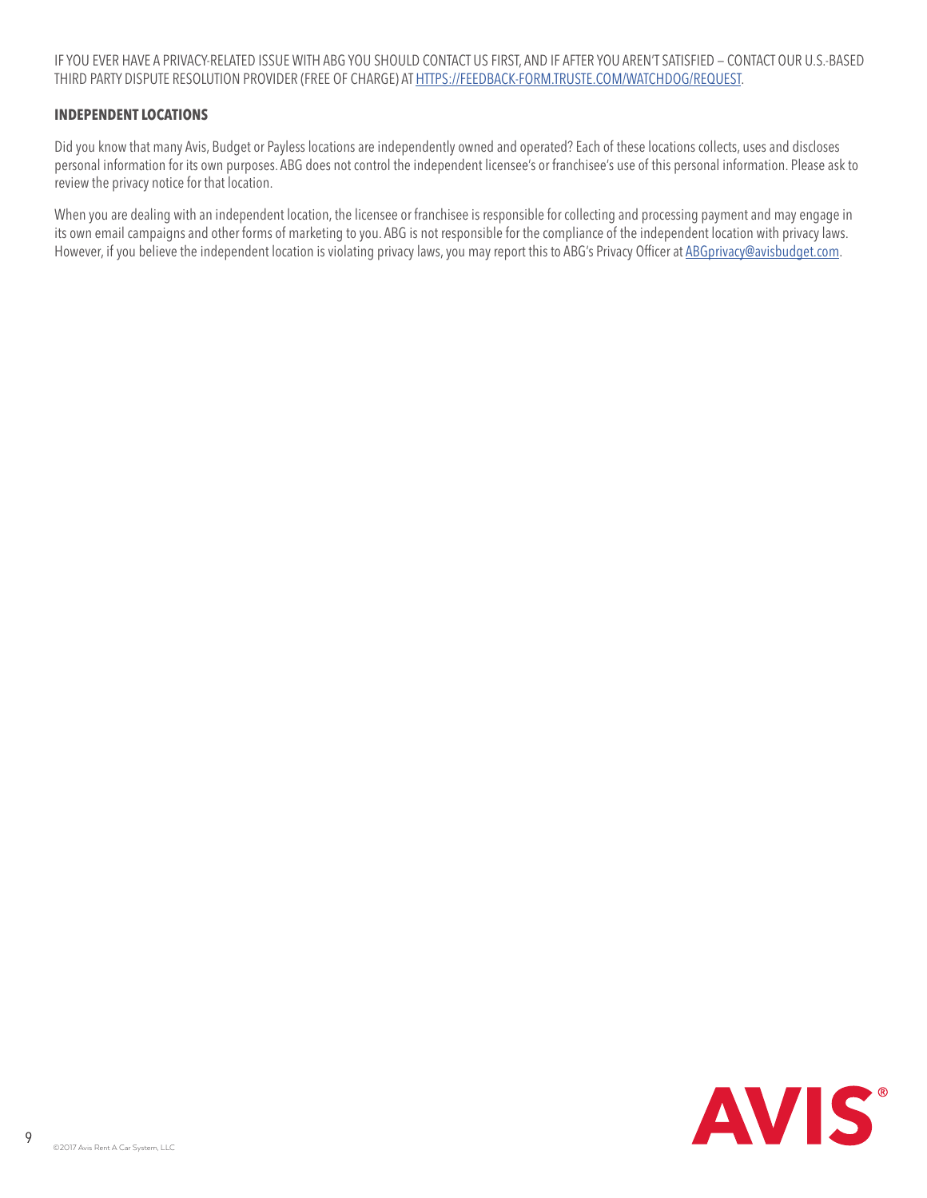IF YOU EVER HAVE A PRIVACY-RELATED ISSUE WITH ABG YOU SHOULD CONTACT US FIRST, AND IF AFTER YOU AREN'T SATISFIED — CONTACT OUR U.S.-BASED THIRD PARTY DISPUTE RESOLUTION PROVIDER (FREE OF CHARGE) AT [HTTPS://FEEDBACK-FORM.TRUSTE.COM/WATCHDOG/REQUEST](https://feedback-form.truste.com/watchdog/request).

**INDEPENDENT LOCATIONS**

Did you know that many Avis, Budget or Payless locations are independently owned and operated? Each of these locations collects, uses and discloses personal information for its own purposes. ABG does not control the independent licensee's or franchisee's use of this personal information. Please ask to review the privacy notice for that location.

When you are dealing with an independent location, the licensee or franchisee is responsible for collecting and processing payment and may engage in its own email campaigns and other forms of marketing to you. ABG is not responsible for the compliance of the independent location with privacy laws. However, if you believe the independent location is violating privacy laws, you may report this to ABG's Privacy Officer at [ABGprivacy@avisbudget.com](mailto:ABGprivacy@avisbudget.com).

©2017 Avis Rent A Car System, LLC